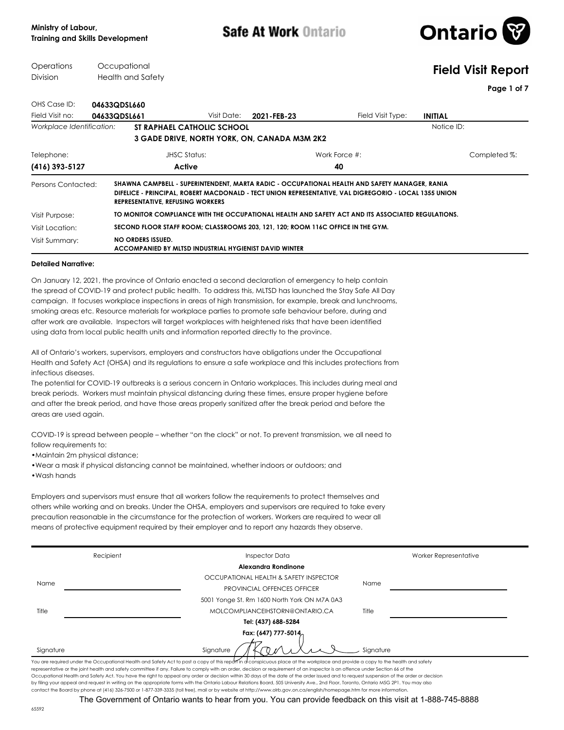Ministry of Labour,
Training and Skills Development

**Safe At Work Ontario**

**Ontario**

Operations Division | Occupational Health and Safety

# Field Visit Report

| | | | | | |
|---|---|---|---|---|---|
| OHS Case ID: | **04633QDSL660** | | | | |
| Field Visit no: | **04633QDSL661** | Visit Date: | **2021-FEB-23** | Field Visit Type: | **INITIAL** |
| *Workplace Identification:* | **ST RAPHAEL CATHOLIC SCHOOL** <br> **3 GADE DRIVE, NORTH YORK, ON, CANADA M3M 2K2** | | | Notice ID: | |

| Telephone: | JHSC Status: | Work Force #: | Completed %: |
|---|---|---|---|
| **(416) 393-5127** | **Active** | **40** | |

| | |
|---|---|
| Persons Contacted: | **SHAWNA CAMPBELL - SUPERINTENDENT, MARTA RADIC - OCCUPATIONAL HEALTH AND SAFETY MANAGER, RANIA DIFELICE - PRINCIPAL, ROBERT MACDONALD - TECT UNION REPRESENTATIVE, VAL DIGREGORIO - LOCAL 1355 UNION REPRESENTATIVE, REFUSING WORKERS** |
| Visit Purpose: | **TO MONITOR COMPLIANCE WITH THE OCCUPATIONAL HEALTH AND SAFETY ACT AND ITS ASSOCIATED REGULATIONS.** |
| Visit Location: | **SECOND FLOOR STAFF ROOM; CLASSROOMS 203, 121, 120; ROOM 116C OFFICE IN THE GYM.** |
| Visit Summary: | **NO ORDERS ISSUED.** <br> **ACCOMPANIED BY MLTSD INDUSTRIAL HYGIENIST DAVID WINTER** |

**Detailed Narrative:**

On January 12, 2021, the province of Ontario enacted a second declaration of emergency to help contain the spread of COVID-19 and protect public health. To address this, MLTSD has launched the Stay Safe All Day campaign. It focuses workplace inspections in areas of high transmission, for example, break and lunchrooms, smoking areas etc. Resource materials for workplace parties to promote safe behaviour before, during and after work are available. Inspectors will target workplaces with heightened risks that have been identified using data from local public health units and information reported directly to the province.

All of Ontario's workers, supervisors, employers and constructors have obligations under the Occupational Health and Safety Act (OHSA) and its regulations to ensure a safe workplace and this includes protections from infectious diseases.
The potential for COVID-19 outbreaks is a serious concern in Ontario workplaces. This includes during meal and break periods. Workers must maintain physical distancing during these times, ensure proper hygiene before and after the break period, and have those areas properly sanitized after the break period and before the areas are used again.

COVID-19 is spread between people – whether "on the clock" or not. To prevent transmission, we all need to follow requirements to:
- Maintain 2m physical distance;
- Wear a mask if physical distancing cannot be maintained, whether indoors or outdoors; and
- Wash hands

Employers and supervisors must ensure that all workers follow the requirements to protect themselves and others while working and on breaks. Under the OHSA, employers and supervisors are required to take every precaution reasonable in the circumstance for the protection of workers. Workers are required to wear all means of protective equipment required by their employer and to report any hazards they observe.

| Recipient | Inspector Data | Worker Representative |
|---|---|---|
| Name | **Alexandra Rondinone** <br> OCCUPATIONAL HEALTH & SAFETY INSPECTOR <br> PROVINCIAL OFFENCES OFFICER | Name |
| Title | 5001 Yonge St. Rm 1600 North York ON M7A 0A3 <br> MOLCOMPLIANCEIHSTORN@ONTARIO.CA <br> **Tel: (437) 688-5284** <br> **Fax: (647) 777-5014** | Title |
| Signature | Signature | Signature |

You are required under the Occupational Health and Safety Act to post a copy of this report in a conspicuous place at the workplace and provide a copy to the health and safety representative or the joint health and safety committee if any. Failure to comply with an order, decision or requirement of an inspector is an offence under Section 66 of the Occupational Health and Safety Act. You have the right to appeal any order or decision within 30 days of the date of the order issued and to request suspension of the order or decision by filing your appeal and request in writing on the appropriate forms with the Ontario Labour Relations Board, 505 University Ave., 2nd Floor, Toronto, Ontario M5G 2P1. You may also contact the Board by phone at (416) 326-7500 or 1-877-339-3335 (toll free), mail or by website at http://www.olrb.gov.on.ca/english/homepage.htm for more information.

The Government of Ontario wants to hear from you. You can provide feedback on this visit at 1-888-745-8888

65592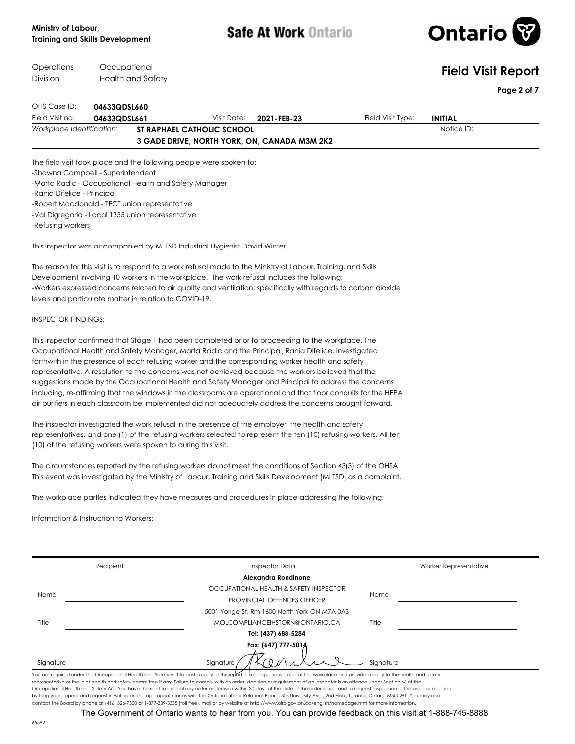Ministry of Labour, Training and Skills Development

Safe At Work Ontario

Operations Division — Occupational Health and Safety

# Field Visit Report

| | | | | | |
|---|---|---|---|---|---|
| OHS Case ID: | **04633QDSL660** | | | | |
| Field Visit no: | **04633QDSL661** | Visit Date: | **2021-FEB-23** | Field Visit Type: | **INITIAL** |
| *Workplace Identification:* | **ST RAPHAEL CATHOLIC SCHOOL** **3 GADE DRIVE, NORTH YORK, ON, CANADA M3M 2K2** | | | Notice ID: | |

The field visit took place and the following people were spoken to:
-Shawna Campbell - Superintendent
-Marta Radic - Occupational Health and Safety Manager
-Rania Difelice - Principal
-Robert Macdonald - TECT union representative
-Val Digregorio - Local 1355 union representative
-Refusing workers

This inspector was accompanied by MLTSD Industrial Hygienist David Winter.

The reason for this visit is to respond to a work refusal made to the Ministry of Labour, Training, and Skills Development involving 10 workers in the workplace. The work refusal includes the following:
-Workers expressed concerns related to air quality and ventilation; specifically with regards to carbon dioxide levels and particulate matter in relation to COVID-19.

INSPECTOR FINDINGS:

This inspector confirmed that Stage 1 had been completed prior to proceeding to the workplace. The Occupational Health and Safety Manager, Marta Radic and the Principal, Rania Difelice, investigated forthwith in the presence of each refusing worker and the corresponding worker health and safety representative. A resolution to the concerns was not achieved because the workers believed that the suggestions made by the Occupational Health and Safety Manager and Principal to address the concerns including, re-affirming that the windows in the classrooms are operational and that floor conduits for the HEPA air purifiers in each classroom be implemented did not adequately address the concerns brought forward.

The inspector investigated the work refusal in the presence of the employer, the health and safety representatives, and one (1) of the refusing workers selected to represent the ten (10) refusing workers. All ten (10) of the refusing workers were spoken to during this visit.

The circumstances reported by the refusing workers do not meet the conditions of Section 43(3) of the OHSA. This event was investigated by the Ministry of Labour, Training and Skills Development (MLTSD) as a complaint.

The workplace parties indicated they have measures and procedures in place addressing the following:

Information & Instruction to Workers:

| Recipient | Inspector Data | Worker Representative |
|---|---|---|
| Name | **Alexandra Rondinone** OCCUPATIONAL HEALTH & SAFETY INSPECTOR PROVINCIAL OFFENCES OFFICER | Name |
| Title | 5001 Yonge St. Rm 1600 North York ON M7A 0A3 MOLCOMPLIANCEIHSTORN@ONTARIO.CA **Tel: (437) 688-5284** **Fax: (647) 777-5014** | Title |
| Signature | Signature | Signature |

You are required under the Occupational Health and Safety Act to post a copy of this report in a conspicuous place at the workplace and provide a copy to the health and safety representative or the joint health and safety committee if any. Failure to comply with an order, decision or requirement of an inspector is an offence under Section 66 of the Occupational Health and Safety Act. You have the right to appeal any order or decision within 30 days of the date of the order issued and to request suspension of the order or decision by filing your appeal and request in writing on the appropriate forms with the Ontario Labour Relations Board, 505 University Ave., 2nd Floor, Toronto, Ontario M5G 2P1. You may also contact the Board by phone at (416) 326-7500 or 1-877-339-3335 (toll free), mail or by website at http://www.olrb.gov.on.ca/english/homepage.htm for more information.

The Government of Ontario wants to hear from you. You can provide feedback on this visit at 1-888-745-8888

65592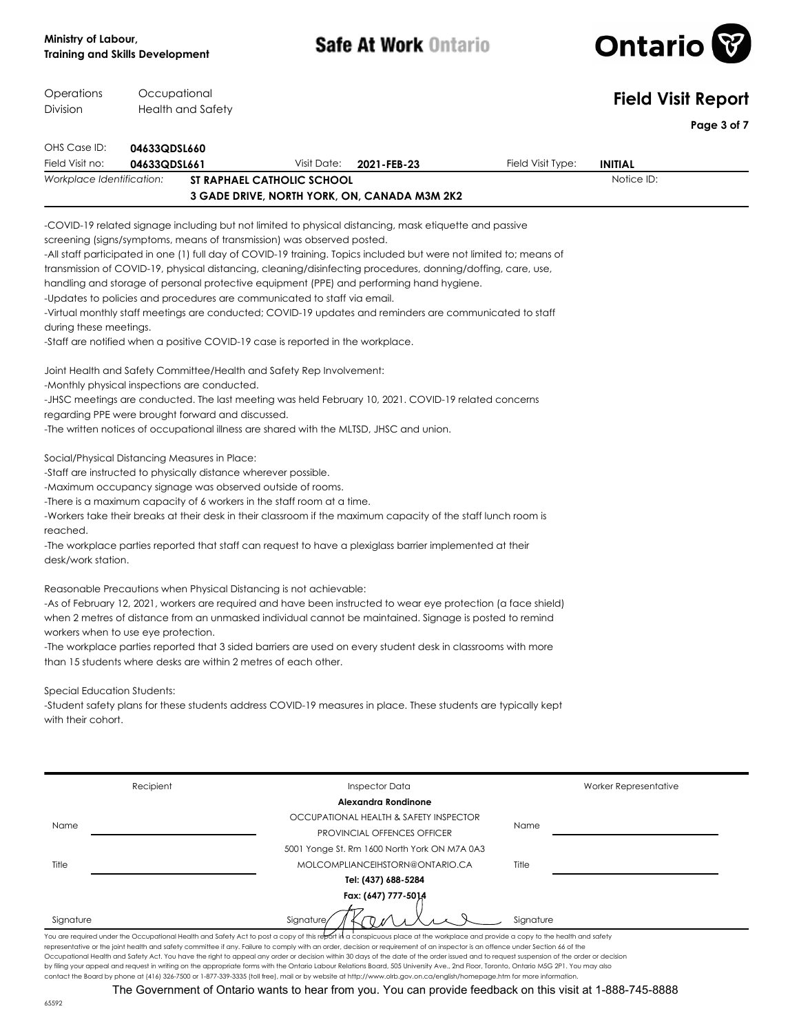Ministry of Labour,
Training and Skills Development

**Safe At Work Ontario**

Operations Division | Occupational Health and Safety

# Field Visit Report

| | | | | | |
|---|---|---|---|---|---|
| OHS Case ID: | **04633QDSL660** | | | | |
| Field Visit no: | **04633QDSL661** | Visit Date: | **2021-FEB-23** | Field Visit Type: | **INITIAL** |
| *Workplace Identification:* | **ST RAPHAEL CATHOLIC SCHOOL** **3 GADE DRIVE, NORTH YORK, ON, CANADA M3M 2K2** | | | Notice ID: | |

-COVID-19 related signage including but not limited to physical distancing, mask etiquette and passive screening (signs/symptoms, means of transmission) was observed posted.
-All staff participated in one (1) full day of COVID-19 training. Topics included but were not limited to; means of transmission of COVID-19, physical distancing, cleaning/disinfecting procedures, donning/doffing, care, use, handling and storage of personal protective equipment (PPE) and performing hand hygiene.
-Updates to policies and procedures are communicated to staff via email.
-Virtual monthly staff meetings are conducted; COVID-19 updates and reminders are communicated to staff during these meetings.
-Staff are notified when a positive COVID-19 case is reported in the workplace.

Joint Health and Safety Committee/Health and Safety Rep Involvement:
-Monthly physical inspections are conducted.
-JHSC meetings are conducted. The last meeting was held February 10, 2021. COVID-19 related concerns regarding PPE were brought forward and discussed.
-The written notices of occupational illness are shared with the MLTSD, JHSC and union.

Social/Physical Distancing Measures in Place:
-Staff are instructed to physically distance wherever possible.
-Maximum occupancy signage was observed outside of rooms.
-There is a maximum capacity of 6 workers in the staff room at a time.
-Workers take their breaks at their desk in their classroom if the maximum capacity of the staff lunch room is reached.
-The workplace parties reported that staff can request to have a plexiglass barrier implemented at their desk/work station.

Reasonable Precautions when Physical Distancing is not achievable:
-As of February 12, 2021, workers are required and have been instructed to wear eye protection (a face shield) when 2 metres of distance from an unmasked individual cannot be maintained. Signage is posted to remind workers when to use eye protection.
-The workplace parties reported that 3 sided barriers are used on every student desk in classrooms with more than 15 students where desks are within 2 metres of each other.

Special Education Students:
-Student safety plans for these students address COVID-19 measures in place. These students are typically kept with their cohort.

| Recipient | Inspector Data | Worker Representative |
|---|---|---|
| Name | **Alexandra Rondinone** OCCUPATIONAL HEALTH & SAFETY INSPECTOR PROVINCIAL OFFENCES OFFICER | Name |
| Title | 5001 Yonge St. Rm 1600 North York ON M7A 0A3 MOLCOMPLIANCEIHSTORN@ONTARIO.CA **Tel: (437) 688-5284** **Fax: (647) 777-5014** | Title |
| Signature | Signature | Signature |

You are required under the Occupational Health and Safety Act to post a copy of this report in a conspicuous place at the workplace and provide a copy to the health and safety representative or the joint health and safety committee if any. Failure to comply with an order, decision or requirement of an inspector is an offence under Section 66 of the Occupational Health and Safety Act. You have the right to appeal any order or decision within 30 days of the date of the order issued and to request suspension of the order or decision by filing your appeal and request in writing on the appropriate forms with the Ontario Labour Relations Board, 505 University Ave., 2nd Floor, Toronto, Ontario M5G 2P1. You may also contact the Board by phone at (416) 326-7500 or 1-877-339-3335 (toll free), mail or by website at http://www.olrb.gov.on.ca/english/homepage.htm for more information.

The Government of Ontario wants to hear from you. You can provide feedback on this visit at 1-888-745-8888

65592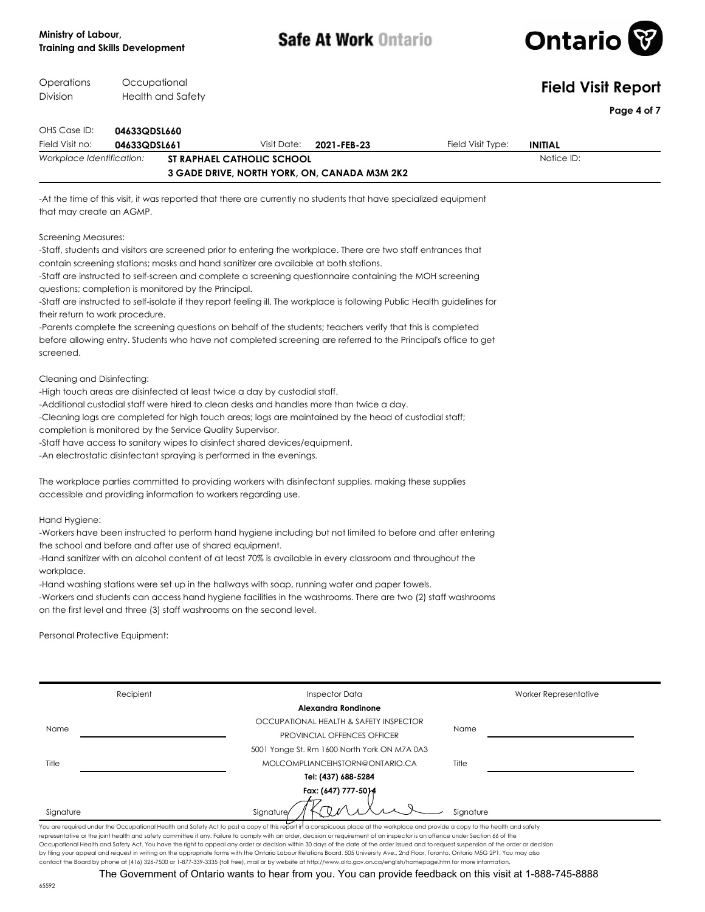Ministry of Labour,
Training and Skills Development

**Safe At Work Ontario**

Operations Division — Occupational Health and Safety

# Field Visit Report

| | | | | | |
|---|---|---|---|---|---|
| OHS Case ID: | **04633QDSL660** | | | | |
| Field Visit no: | **04633QDSL661** | Visit Date: | **2021-FEB-23** | Field Visit Type: | **INITIAL** |
| *Workplace Identification:* | **ST RAPHAEL CATHOLIC SCHOOL** | | | Notice ID: | |
| | **3 GADE DRIVE, NORTH YORK, ON, CANADA M3M 2K2** | | | | |

-At the time of this visit, it was reported that there are currently no students that have specialized equipment that may create an AGMP.

Screening Measures:
-Staff, students and visitors are screened prior to entering the workplace. There are two staff entrances that contain screening stations; masks and hand sanitizer are available at both stations.
-Staff are instructed to self-screen and complete a screening questionnaire containing the MOH screening questions; completion is monitored by the Principal.
-Staff are instructed to self-isolate if they report feeling ill. The workplace is following Public Health guidelines for their return to work procedure.
-Parents complete the screening questions on behalf of the students; teachers verify that this is completed before allowing entry. Students who have not completed screening are referred to the Principal's office to get screened.

Cleaning and Disinfecting:
-High touch areas are disinfected at least twice a day by custodial staff.
-Additional custodial staff were hired to clean desks and handles more than twice a day.
-Cleaning logs are completed for high touch areas; logs are maintained by the head of custodial staff; completion is monitored by the Service Quality Supervisor.
-Staff have access to sanitary wipes to disinfect shared devices/equipment.
-An electrostatic disinfectant spraying is performed in the evenings.

The workplace parties committed to providing workers with disinfectant supplies, making these supplies accessible and providing information to workers regarding use.

Hand Hygiene:
-Workers have been instructed to perform hand hygiene including but not limited to before and after entering the school and before and after use of shared equipment.
-Hand sanitizer with an alcohol content of at least 70% is available in every classroom and throughout the workplace.
-Hand washing stations were set up in the hallways with soap, running water and paper towels.
-Workers and students can access hand hygiene facilities in the washrooms. There are two (2) staff washrooms on the first level and three (3) staff washrooms on the second level.

Personal Protective Equipment:

| Recipient | Inspector Data | Worker Representative |
|---|---|---|
| Name | **Alexandra Rondinone** | Name |
| | OCCUPATIONAL HEALTH & SAFETY INSPECTOR | |
| | PROVINCIAL OFFENCES OFFICER | |
| | 5001 Yonge St. Rm 1600 North York ON M7A 0A3 | |
| Title | MOLCOMPLIANCEIHSTORN@ONTARIO.CA | Title |
| | **Tel: (437) 688-5284** | |
| | **Fax: (647) 777-5014** | |
| Signature | Signature | Signature |

You are required under the Occupational Health and Safety Act to post a copy of this report in a conspicuous place at the workplace and provide a copy to the health and safety representative or the joint health and safety committee if any. Failure to comply with an order, decision or requirement of an inspector is an offence under Section 66 of the Occupational Health and Safety Act. You have the right to appeal any order or decision within 30 days of the date of the order issued and to request suspension of the order or decision by filing your appeal and request in writing on the appropriate forms with the Ontario Labour Relations Board, 505 University Ave., 2nd Floor, Toronto, Ontario M5G 2P1. You may also contact the Board by phone at (416) 326-7500 or 1-877-339-3335 (toll free), mail or by website at http://www.olrb.gov.on.ca/english/homepage.htm for more information.

The Government of Ontario wants to hear from you. You can provide feedback on this visit at 1-888-745-8888

65592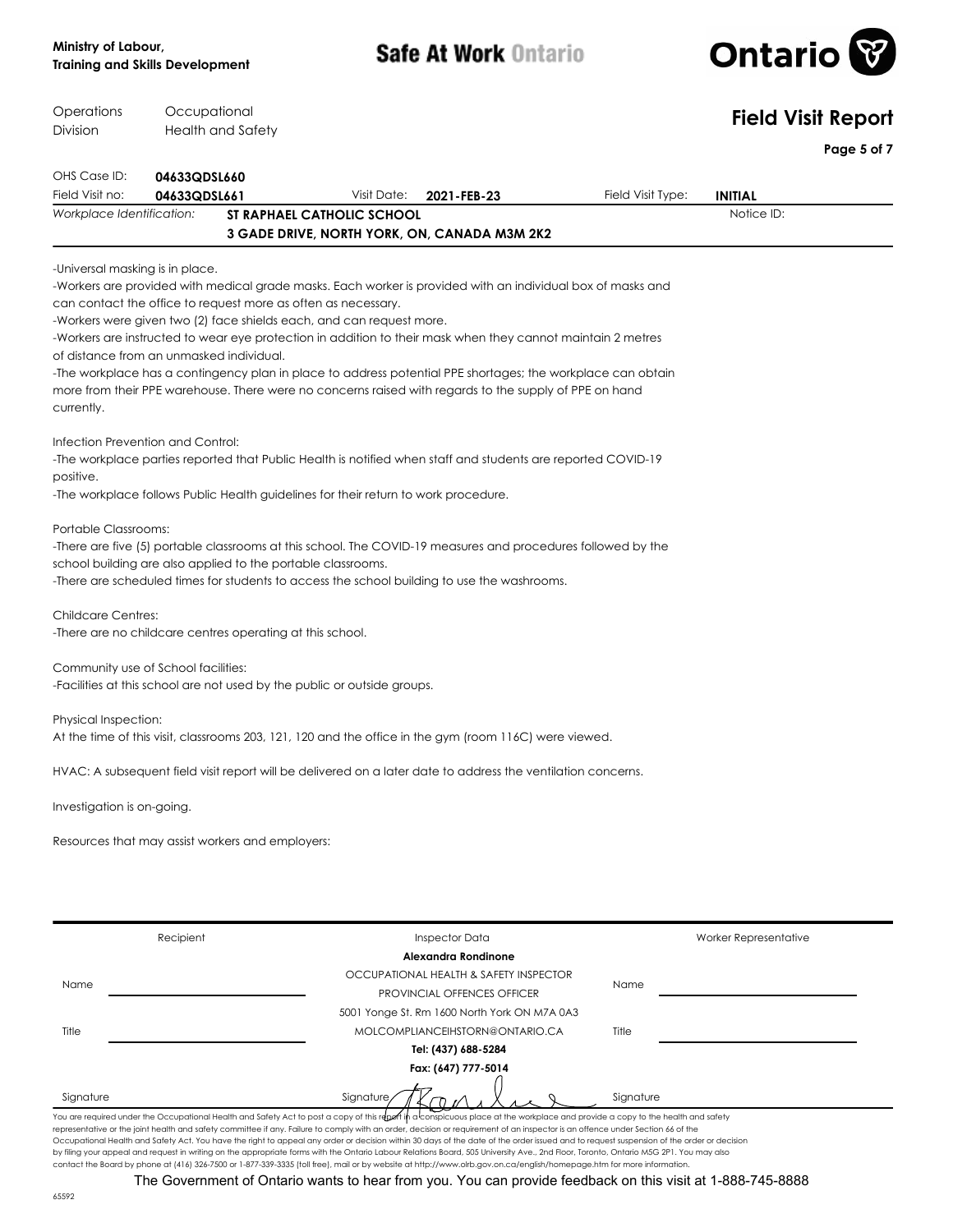Ministry of Labour, Training and Skills Development

**Safe At Work Ontario**

Operations Division — Occupational Health and Safety

# Field Visit Report

| OHS Case ID: | 04633QDSL660 | | | | |
|---|---|---|---|---|---|
| Field Visit no: | 04633QDSL661 | Visit Date: | 2021-FEB-23 | Field Visit Type: | INITIAL |
| *Workplace Identification:* | ST RAPHAEL CATHOLIC SCHOOL<br>3 GADE DRIVE, NORTH YORK, ON, CANADA M3M 2K2 | | | Notice ID: | |

-Universal masking is in place.
-Workers are provided with medical grade masks. Each worker is provided with an individual box of masks and can contact the office to request more as often as necessary.
-Workers were given two (2) face shields each, and can request more.
-Workers are instructed to wear eye protection in addition to their mask when they cannot maintain 2 metres of distance from an unmasked individual.
-The workplace has a contingency plan in place to address potential PPE shortages; the workplace can obtain more from their PPE warehouse. There were no concerns raised with regards to the supply of PPE on hand currently.

Infection Prevention and Control:
-The workplace parties reported that Public Health is notified when staff and students are reported COVID-19 positive.
-The workplace follows Public Health guidelines for their return to work procedure.

Portable Classrooms:
-There are five (5) portable classrooms at this school. The COVID-19 measures and procedures followed by the school building are also applied to the portable classrooms.
-There are scheduled times for students to access the school building to use the washrooms.

Childcare Centres:
-There are no childcare centres operating at this school.

Community use of School facilities:
-Facilities at this school are not used by the public or outside groups.

Physical Inspection:
At the time of this visit, classrooms 203, 121, 120 and the office in the gym (room 116C) were viewed.

HVAC: A subsequent field visit report will be delivered on a later date to address the ventilation concerns.

Investigation is on-going.

Resources that may assist workers and employers:

| Recipient | Inspector Data | Worker Representative |
|---|---|---|
| Name | **Alexandra Rondinone**<br>OCCUPATIONAL HEALTH & SAFETY INSPECTOR<br>PROVINCIAL OFFENCES OFFICER | Name |
| Title | 5001 Yonge St. Rm 1600 North York ON M7A 0A3<br>MOLCOMPLIANCEIHSTORN@ONTARIO.CA<br>**Tel: (437) 688-5284**<br>**Fax: (647) 777-5014** | Title |
| Signature | Signature | Signature |

You are required under the Occupational Health and Safety Act to post a copy of this report in a conspicuous place at the workplace and provide a copy to the health and safety representative or the joint health and safety committee if any. Failure to comply with an order, decision or requirement of an inspector is an offence under Section 66 of the Occupational Health and Safety Act. You have the right to appeal any order or decision within 30 days of the date of the order issued and to request suspension of the order or decision by filing your appeal and request in writing on the appropriate forms with the Ontario Labour Relations Board, 505 University Ave., 2nd Floor, Toronto, Ontario M5G 2P1. You may also contact the Board by phone at (416) 326-7500 or 1-877-339-3335 (toll free), mail or by website at http://www.olrb.gov.on.ca/english/homepage.htm for more information.

The Government of Ontario wants to hear from you. You can provide feedback on this visit at 1-888-745-8888

65592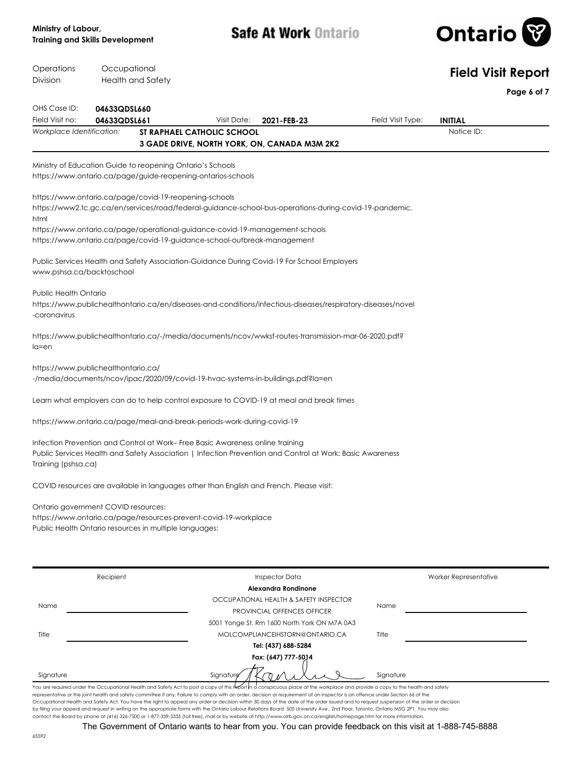Ministry of Labour, Training and Skills Development

**Safe At Work Ontario**

Operations Division — Occupational Health and Safety

# Field Visit Report

| | | | | | |
|---|---|---|---|---|---|
| OHS Case ID: | **04633QDSL660** | | | | |
| Field Visit no: | **04633QDSL661** | Visit Date: | **2021-FEB-23** | Field Visit Type: | **INITIAL** |
| *Workplace Identification:* | **ST RAPHAEL CATHOLIC SCHOOL** **3 GADE DRIVE, NORTH YORK, ON, CANADA M3M 2K2** | | | Notice ID: | |

Ministry of Education Guide to reopening Ontario's Schools
https://www.ontario.ca/page/guide-reopening-ontarios-schools

https://www.ontario.ca/page/covid-19-reopening-schools
https://www2.tc.gc.ca/en/services/road/federal-guidance-school-bus-operations-during-covid-19-pandemic.html
https://www.ontario.ca/page/operational-guidance-covid-19-management-schools
https://www.ontario.ca/page/covid-19-guidance-school-outbreak-management

Public Services Health and Safety Association-Guidance During Covid-19 For School Employers
www.pshsa.ca/backtoschool

Public Health Ontario
https://www.publichealthontario.ca/en/diseases-and-conditions/infectious-diseases/respiratory-diseases/novel-coronavirus

https://www.publichealthontario.ca/-/media/documents/ncov/wwksf-routes-transmission-mar-06-2020.pdf?la=en

https://www.publichealthontario.ca/-/media/documents/ncov/ipac/2020/09/covid-19-hvac-systems-in-buildings.pdf?la=en

Learn what employers can do to help control exposure to COVID-19 at meal and break times

https://www.ontario.ca/page/meal-and-break-periods-work-during-covid-19

Infection Prevention and Control at Work– Free Basic Awareness online training
Public Services Health and Safety Association | Infection Prevention and Control at Work: Basic Awareness Training (pshsa.ca)

COVID resources are available in languages other than English and French. Please visit:

Ontario government COVID resources:
https://www.ontario.ca/page/resources-prevent-covid-19-workplace
Public Health Ontario resources in multiple languages:

| Recipient | Inspector Data | Worker Representative |
|---|---|---|
| Name | **Alexandra Rondinone** OCCUPATIONAL HEALTH & SAFETY INSPECTOR PROVINCIAL OFFENCES OFFICER | Name |
| Title | 5001 Yonge St. Rm 1600 North York ON M7A 0A3 MOLCOMPLIANCEIHSTORN@ONTARIO.CA **Tel: (437) 688-5284** **Fax: (647) 777-5014** | Title |
| Signature | Signature [signed] | Signature |

You are required under the Occupational Health and Safety Act to post a copy of this report in a conspicuous place at the workplace and provide a copy to the health and safety representative or the joint health and safety committee if any. Failure to comply with an order, decision or requirement of an inspector is an offence under Section 66 of the Occupational Health and Safety Act. You have the right to appeal any order or decision within 30 days of the date of the order issued and to request suspension of the order or decision by filing your appeal and request in writing on the appropriate forms with the Ontario Labour Relations Board, 505 University Ave., 2nd Floor, Toronto, Ontario M5G 2P1. You may also contact the Board by phone at (416) 326-7500 or 1-877-339-3335 (toll free), mail or by website at http://www.olrb.gov.on.ca/english/homepage.htm for more information.

The Government of Ontario wants to hear from you. You can provide feedback on this visit at 1-888-745-8888

65592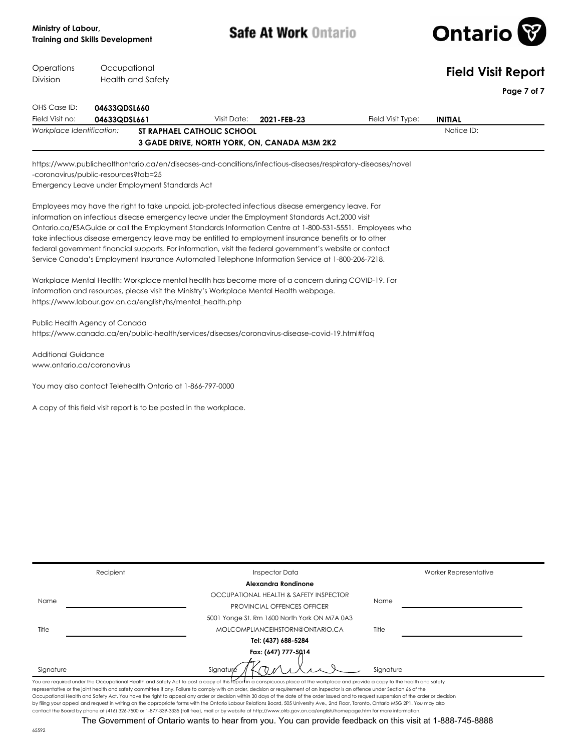https://www.publichealthontario.ca/en/diseases-and-conditions/infectious-diseases/respiratory-diseases/novel-coronavirus/public-resources?tab=25

Emergency Leave under Employment Standards Act

Employees may have the right to take unpaid, job-protected infectious disease emergency leave. For information on infectious disease emergency leave under the Employment Standards Act,2000 visit Ontario.ca/ESAGuide or call the Employment Standards Information Centre at 1-800-531-5551. Employees who take infectious disease emergency leave may be entitled to employment insurance benefits or to other federal government financial supports. For information, visit the federal government's website or contact Service Canada's Employment Insurance Automated Telephone Information Service at 1-800-206-7218.

Workplace Mental Health: Workplace mental health has become more of a concern during COVID-19. For information and resources, please visit the Ministry's Workplace Mental Health webpage.
https://www.labour.gov.on.ca/english/hs/mental_health.php

Public Health Agency of Canada
https://www.canada.ca/en/public-health/services/diseases/coronavirus-disease-covid-19.html#faq

Additional Guidance
www.ontario.ca/coronavirus

You may also contact Telehealth Ontario at 1-866-797-0000

A copy of this field visit report is to be posted in the workplace.

| Recipient | Inspector Data | Worker Representative |
|---|---|---|
| Name | **Alexandra Rondinone**<br>OCCUPATIONAL HEALTH & SAFETY INSPECTOR<br>PROVINCIAL OFFENCES OFFICER | Name |
| Title | 5001 Yonge St. Rm 1600 North York ON M7A 0A3<br>MOLCOMPLIANCEIHSTORN@ONTARIO.CA | Title |
| | **Tel: (437) 688-5284**<br>**Fax: (647) 777-5014** | |
| Signature | Signature | Signature |

You are required under the Occupational Health and Safety Act to post a copy of this report in a conspicuous place at the workplace and provide a copy to the health and safety representative or the joint health and safety committee if any. Failure to comply with an order, decision or requirement of an inspector is an offence under Section 66 of the Occupational Health and Safety Act. You have the right to appeal any order or decision within 30 days of the date of the order issued and to request suspension of the order or decision by filing your appeal and request in writing on the appropriate forms with the Ontario Labour Relations Board, 505 University Ave., 2nd Floor, Toronto, Ontario M5G 2P1. You may also contact the Board by phone at (416) 326-7500 or 1-877-339-3335 (toll free), mail or by website at http://www.olrb.gov.on.ca/english/homepage.htm for more information.

The Government of Ontario wants to hear from you. You can provide feedback on this visit at 1-888-745-8888